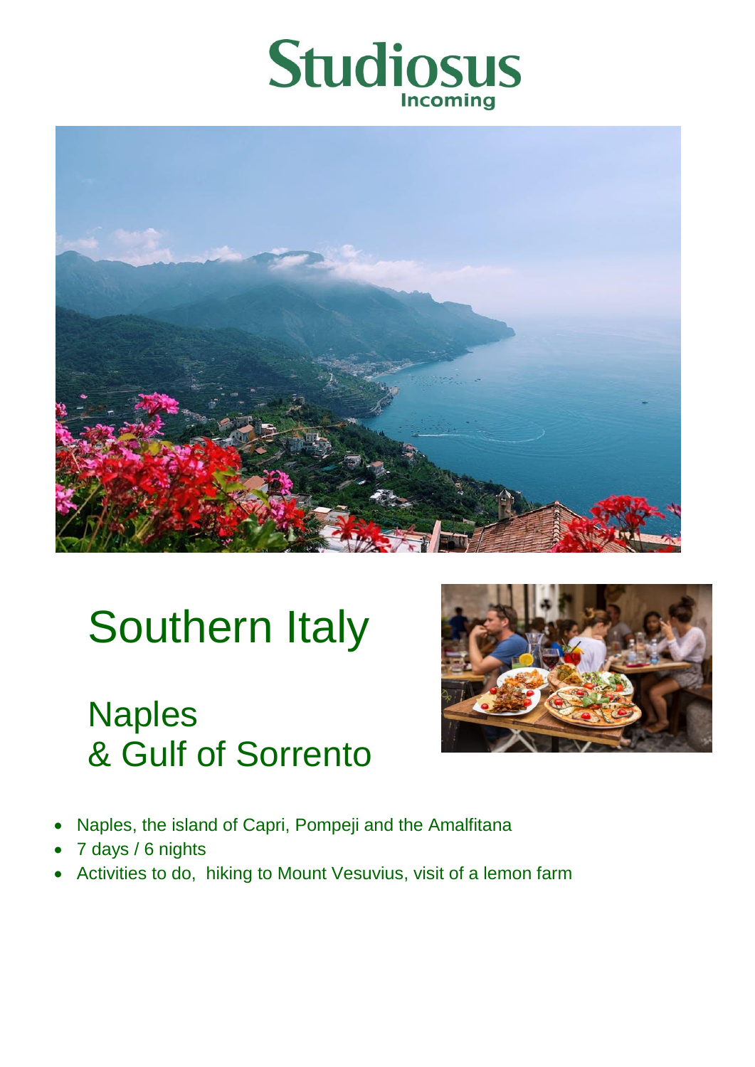Studiosus Incoming

# Southern Italy

## Naples & Gulf of Sorrento

- Naples, the island of Capri, Pompeji and the Amalfitana
- 7 days / 6 nights
- Activities to do, hiking to Mount Vesuvius, visit of a lemon farm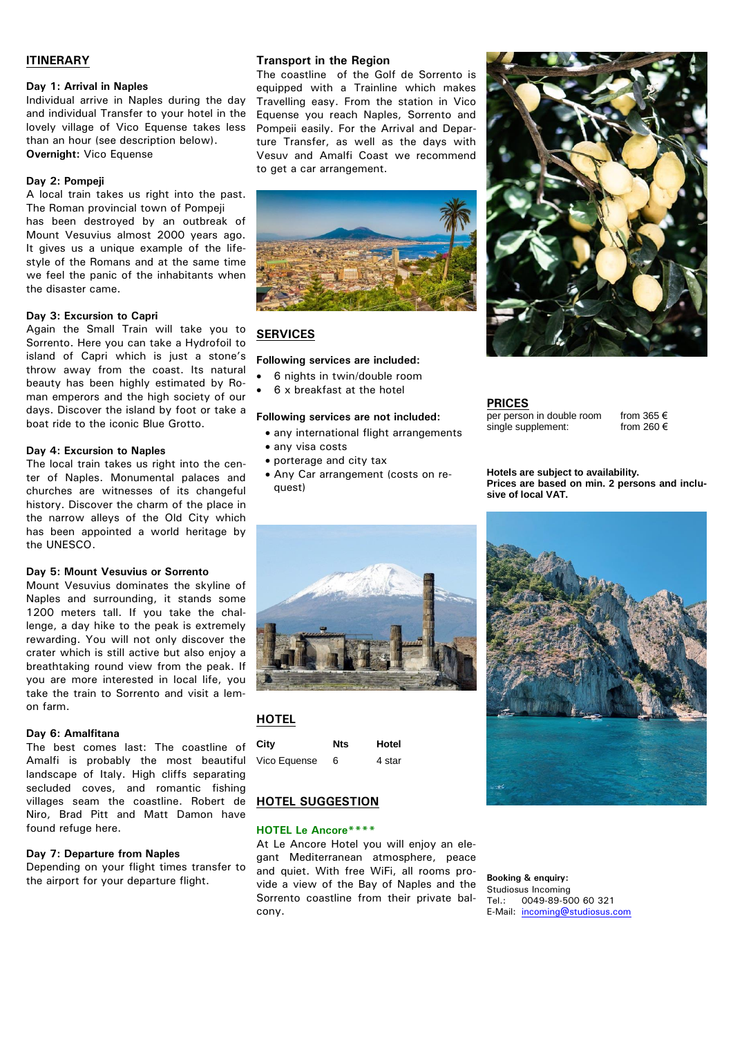## ITINERARY

**Day 1: Arrival in Naples**
Individual arrive in Naples during the day and individual Transfer to your hotel in the lovely village of Vico Equense takes less than an hour (see description below).
**Overnight:** Vico Equense

**Day 2: Pompeji**
A local train takes us right into the past. The Roman provincial town of Pompeji has been destroyed by an outbreak of Mount Vesuvius almost 2000 years ago. It gives us a unique example of the lifestyle of the Romans and at the same time we feel the panic of the inhabitants when the disaster came.

**Day 3: Excursion to Capri**
Again the Small Train will take you to Sorrento. Here you can take a Hydrofoil to island of Capri which is just a stone's throw away from the coast. Its natural beauty has been highly estimated by Roman emperors and the high society of our days. Discover the island by foot or take a boat ride to the iconic Blue Grotto.

**Day 4: Excursion to Naples**
The local train takes us right into the center of Naples. Monumental palaces and churches are witnesses of its changeful history. Discover the charm of the place in the narrow alleys of the Old City which has been appointed a world heritage by the UNESCO.

**Day 5: Mount Vesuvius or Sorrento**
Mount Vesuvius dominates the skyline of Naples and surrounding, it stands some 1200 meters tall. If you take the challenge, a day hike to the peak is extremely rewarding. You will not only discover the crater which is still active but also enjoy a breathtaking round view from the peak. If you are more interested in local life, you take the train to Sorrento and visit a lemon farm.

**Day 6: Amalfitana**
The best comes last: The coastline of Amalfi is probably the most beautiful landscape of Italy. High cliffs separating secluded coves, and romantic fishing villages seam the coastline. Robert de Niro, Brad Pitt and Matt Damon have found refuge here.

**Day 7: Departure from Naples**
Depending on your flight times transfer to the airport for your departure flight.

**Transport in the Region**
The coastline of the Golf de Sorrento is equipped with a Trainline which makes Travelling easy. From the station in Vico Equense you reach Naples, Sorrento and Pompeii easily. For the Arrival and Departure Transfer, as well as the days with Vesuv and Amalfi Coast we recommend to get a car arrangement.

## SERVICES

**Following services are included:**

- 6 nights in twin/double room
- 6 x breakfast at the hotel

**Following services are not included:**

- any international flight arrangements
- any visa costs
- porterage and city tax
- Any Car arrangement (costs on request)

## HOTEL

| City | Nts | Hotel |
|---|---|---|
| Vico Equense | 6 | 4 star |

## HOTEL SUGGESTION

**HOTEL Le Ancore\*\*\*\***
At Le Ancore Hotel you will enjoy an elegant Mediterranean atmosphere, peace and quiet. With free WiFi, all rooms provide a view of the Bay of Naples and the Sorrento coastline from their private balcony.

## PRICES

| | |
|---|---|
| per person in double room | from 365 € |
| single supplement: | from 260 € |

**Hotels are subject to availability.**
**Prices are based on min. 2 persons and inclusive of local VAT.**

**Booking & enquiry:**
Studiosus Incoming
Tel.: 0049-89-500 60 321
E-Mail: incoming@studiosus.com